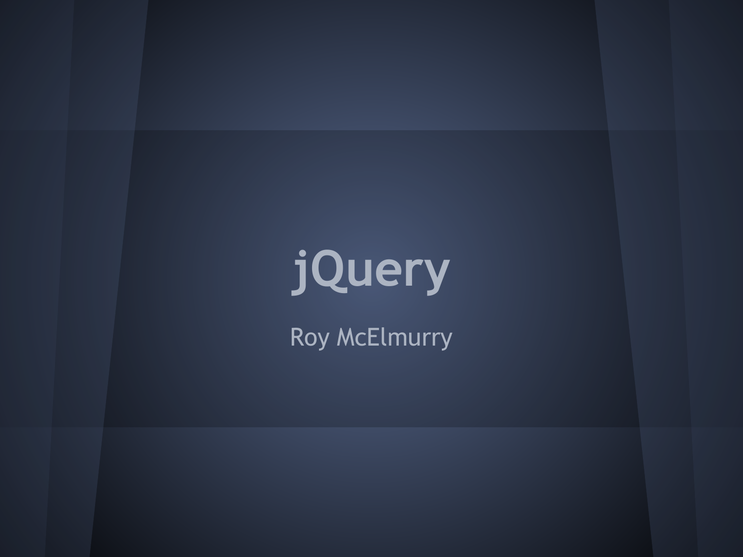# jQuery

Roy McElmurry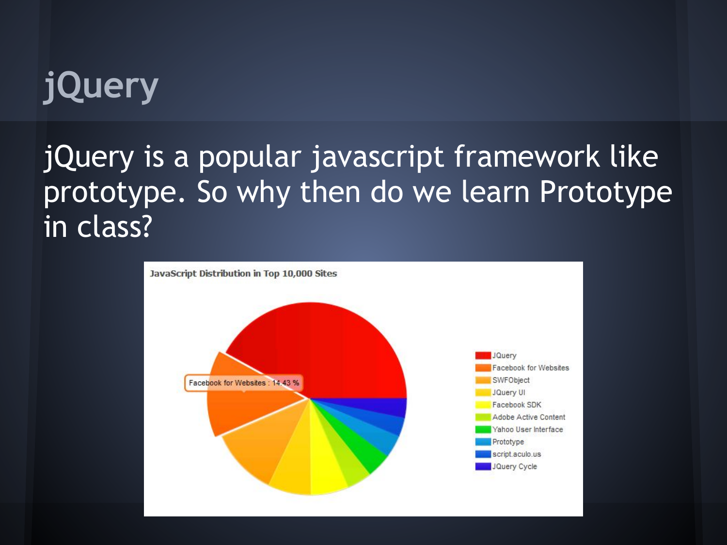# jQuery

jQuery is a popular javascript framework like prototype. So why then do we learn Prototype in class?

JavaScript Distribution in Top 10,000 Sites

Facebook for Websites : 14.43 %

- JQuery
- Facebook for Websites
- SWFObject
- JQuery UI
- Facebook SDK
- Adobe Active Content
- Yahoo User Interface
- Prototype
- script.aculo.us
- JQuery Cycle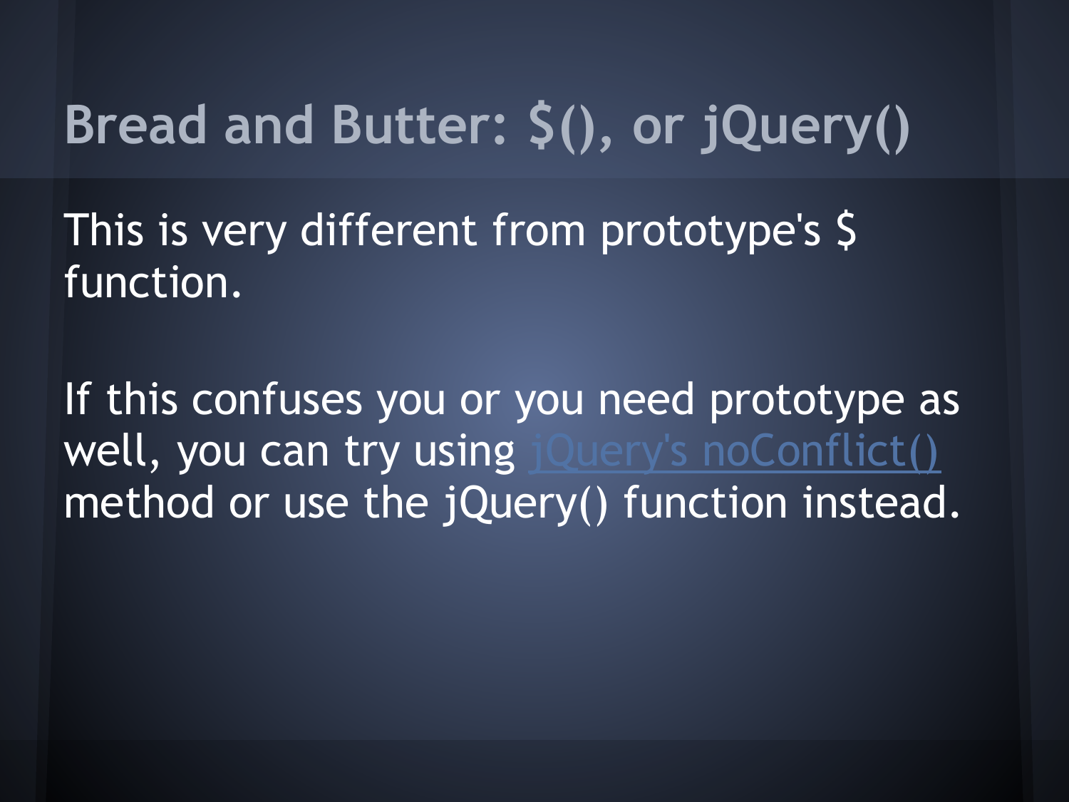# Bread and Butter: $(), or jQuery()

This is very different from prototype's $ function.

If this confuses you or you need prototype as well, you can try using jQuery's noConflict() method or use the jQuery() function instead.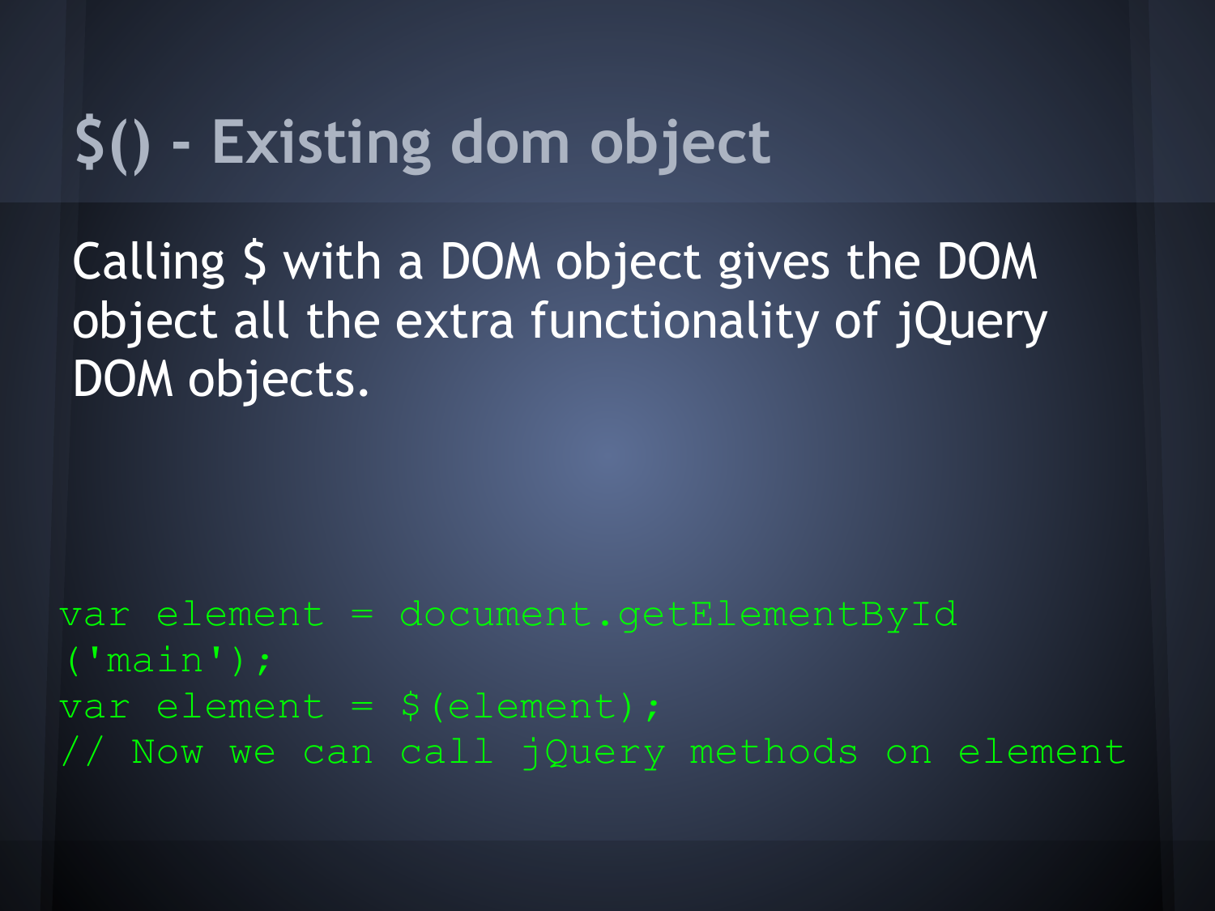# $() - Existing dom object

Calling $ with a DOM object gives the DOM object all the extra functionality of jQuery DOM objects.

```
var element = document.getElementById
('main');
var element = $(element);
// Now we can call jQuery methods on element
```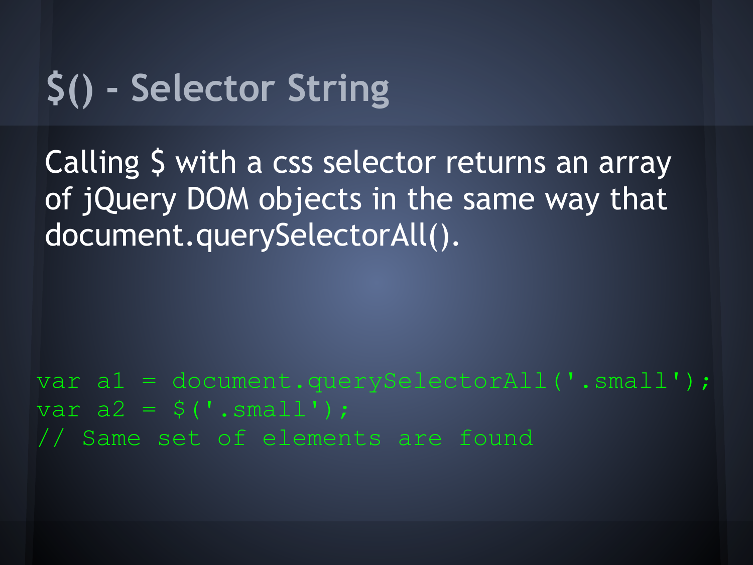# $() - Selector String

Calling $ with a css selector returns an array of jQuery DOM objects in the same way that document.querySelectorAll().

```
var a1 = document.querySelectorAll('.small');
var a2 = $('.small');
// Same set of elements are found
```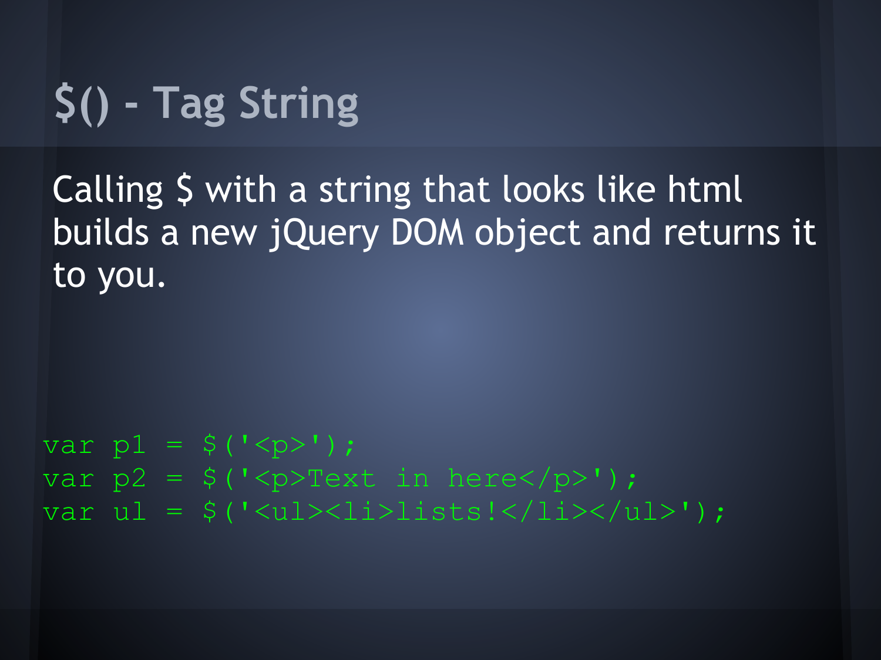# $() - Tag String

Calling $ with a string that looks like html builds a new jQuery DOM object and returns it to you.

```
var p1 = $('<p>');
var p2 = $('<p>Text in here</p>');
var ul = $('<ul><li>lists!</li></ul>');
```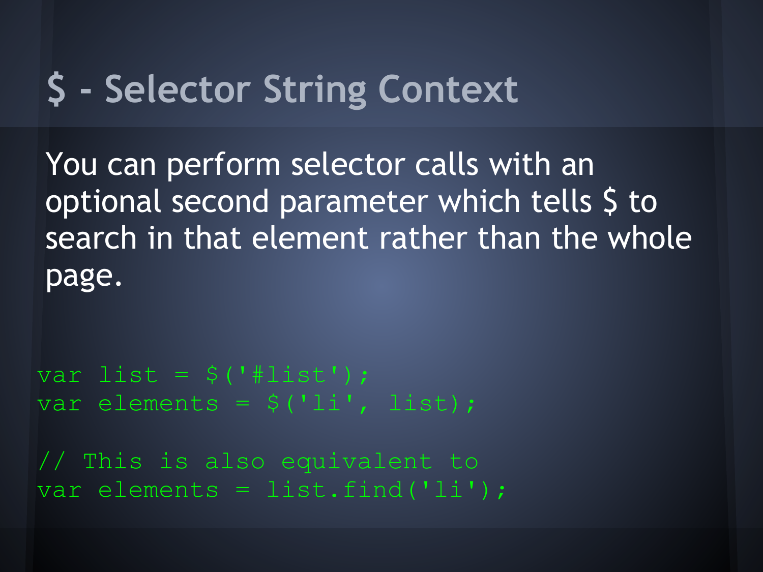# $ - Selector String Context

You can perform selector calls with an optional second parameter which tells $ to search in that element rather than the whole page.

```
var list = $('#list');
var elements = $('li', list);

// This is also equivalent to
var elements = list.find('li');
```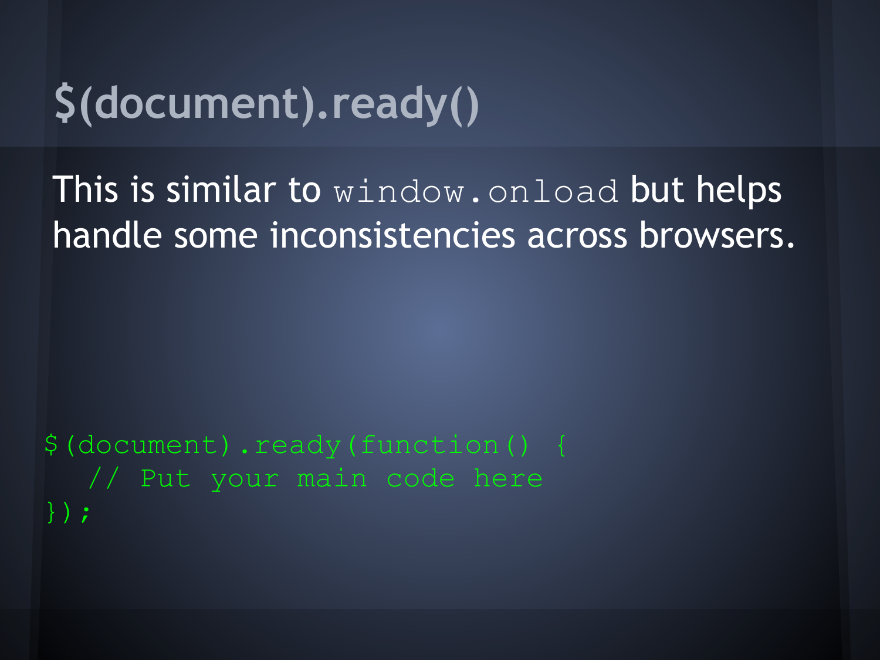# $(document).ready()

This is similar to `window.onload` but helps handle some inconsistencies across browsers.

```
$(document).ready(function() {
   // Put your main code here
});
```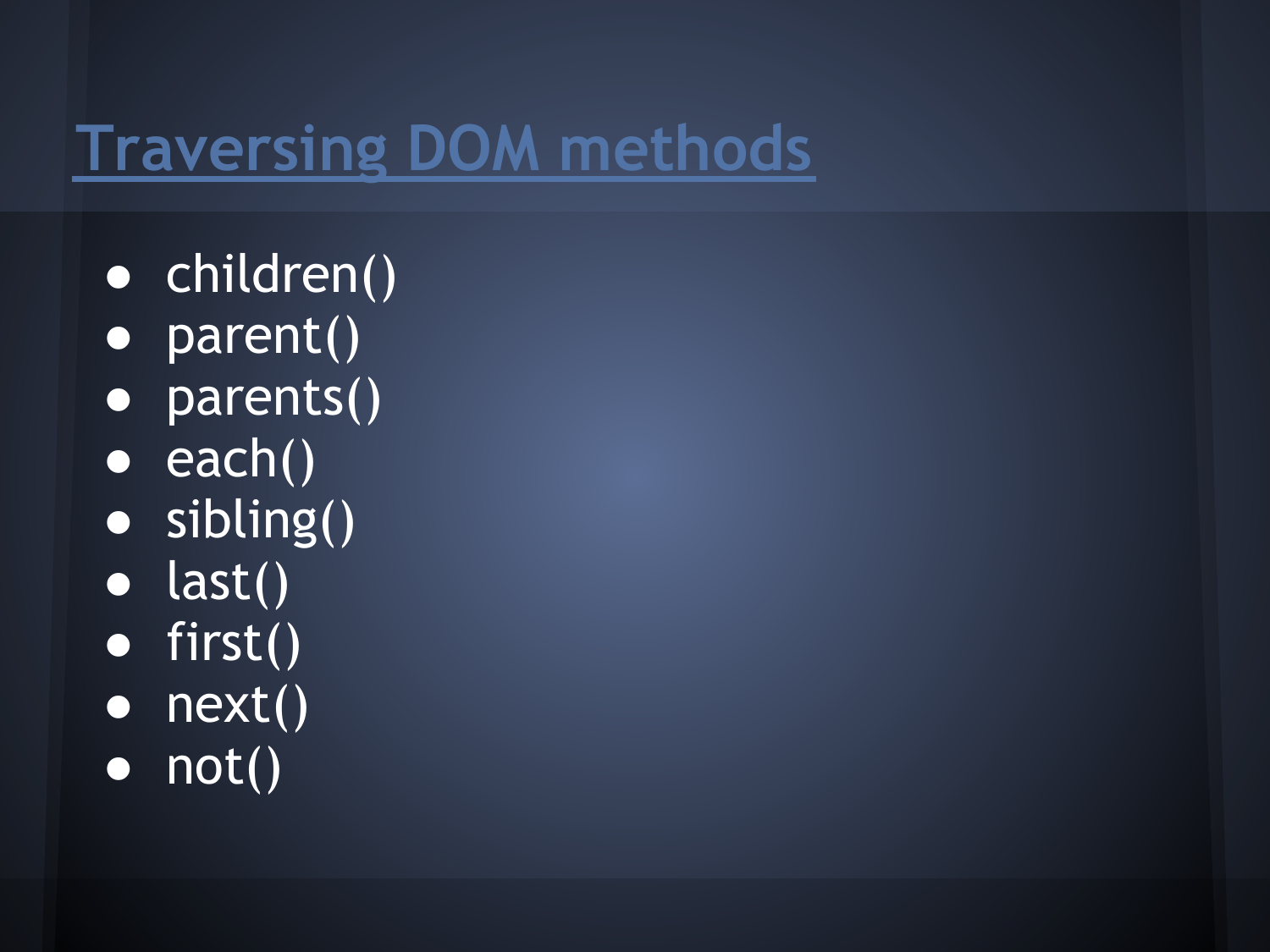# Traversing DOM methods

- children()
- parent()
- parents()
- each()
- sibling()
- last()
- first()
- next()
- not()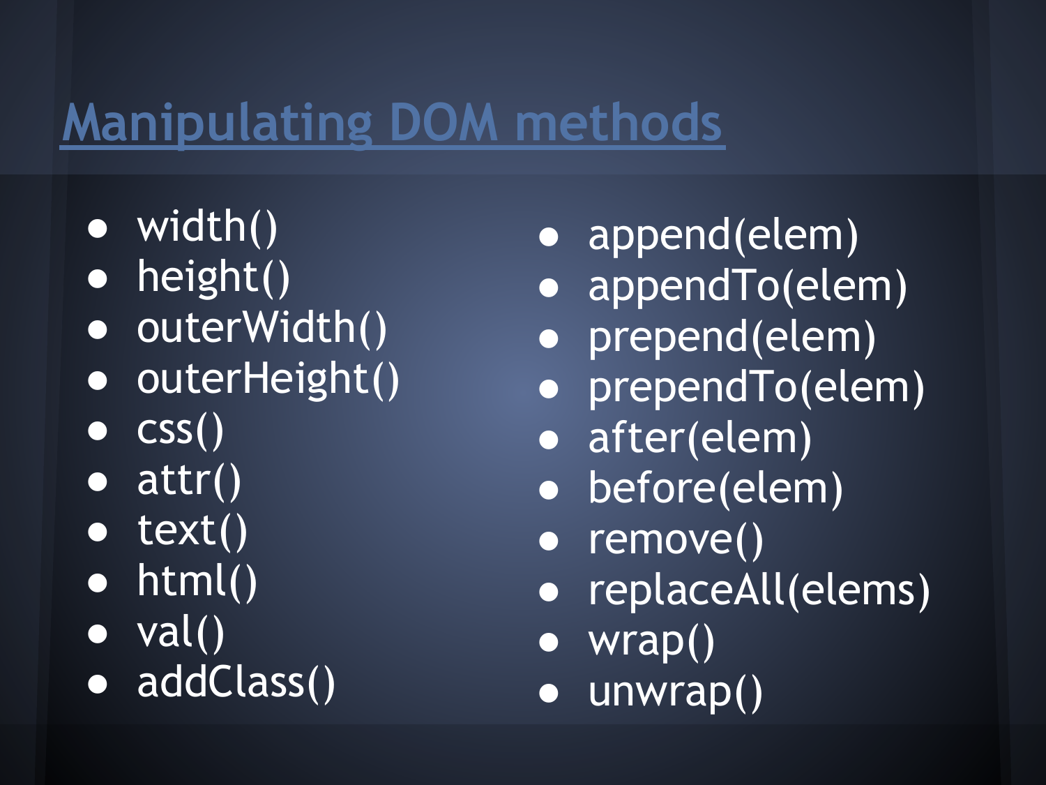# Manipulating DOM methods

- width()
- height()
- outerWidth()
- outerHeight()
- css()
- attr()
- text()
- html()
- val()
- addClass()
- append(elem)
- appendTo(elem)
- prepend(elem)
- prependTo(elem)
- after(elem)
- before(elem)
- remove()
- replaceAll(elems)
- wrap()
- unwrap()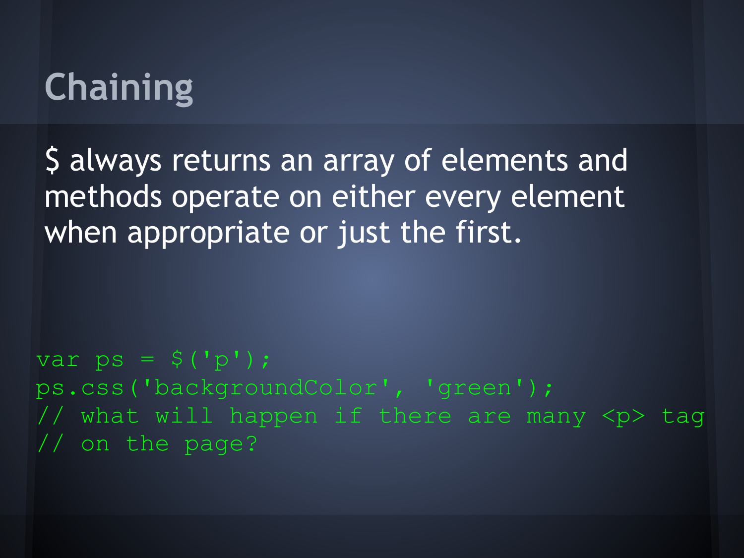# Chaining

$ always returns an array of elements and methods operate on either every element when appropriate or just the first.

```
var ps = $('p');
ps.css('backgroundColor', 'green');
// what will happen if there are many <p> tag
// on the page?
```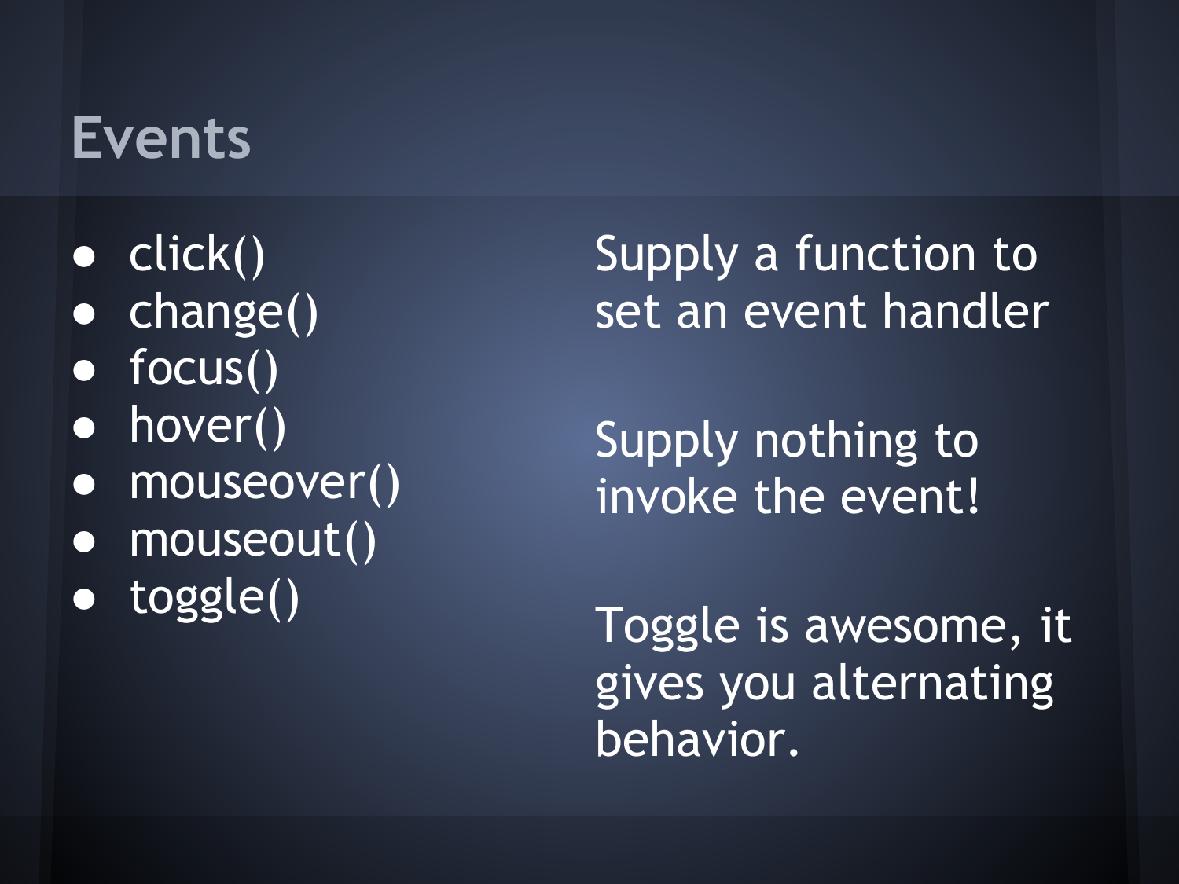# Events

- click()
- change()
- focus()
- hover()
- mouseover()
- mouseout()
- toggle()

Supply a function to set an event handler

Supply nothing to invoke the event!

Toggle is awesome, it gives you alternating behavior.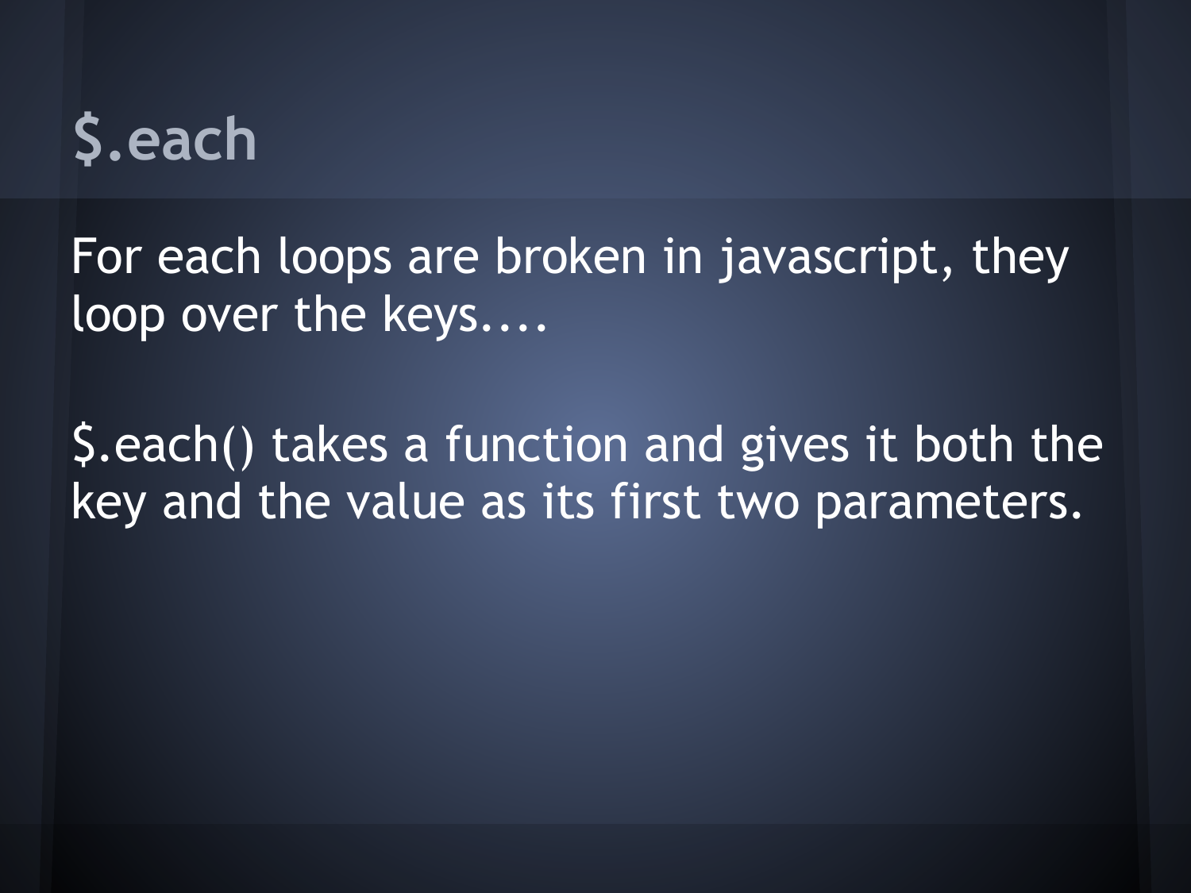# $.each

For each loops are broken in javascript, they loop over the keys....

$.each() takes a function and gives it both the key and the value as its first two parameters.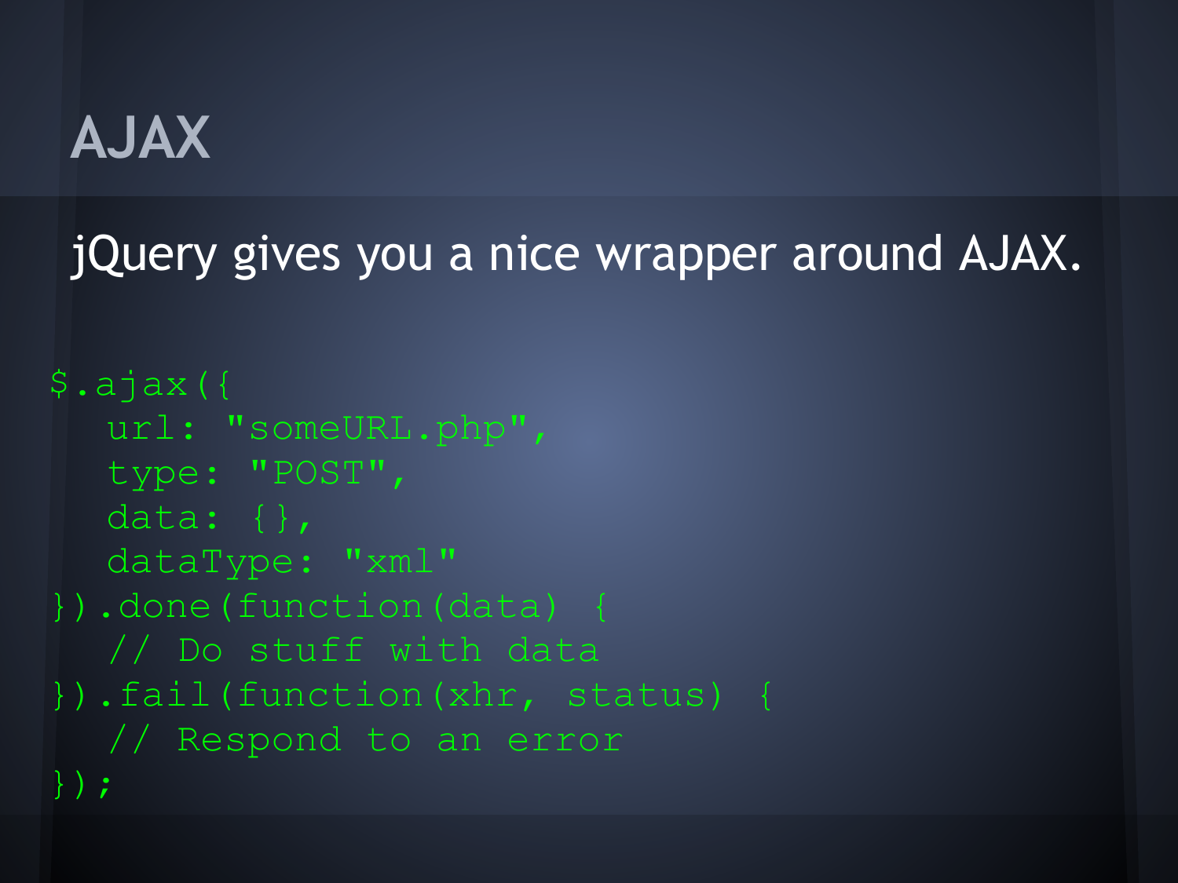# AJAX

jQuery gives you a nice wrapper around AJAX.

```
$.ajax({
   url: "someURL.php",
   type: "POST",
   data: {},
   dataType: "xml"
}).done(function(data) {
   // Do stuff with data
}).fail(function(xhr, status) {
   // Respond to an error
});
```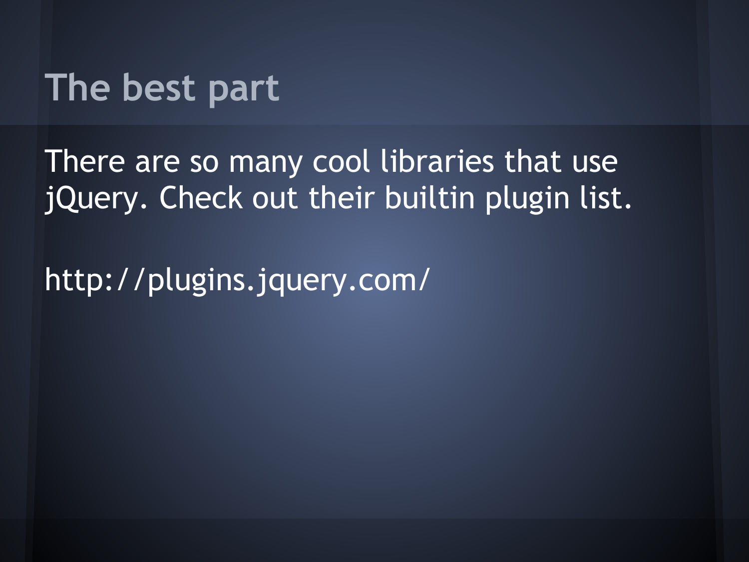# The best part

There are so many cool libraries that use jQuery. Check out their builtin plugin list.

http://plugins.jquery.com/